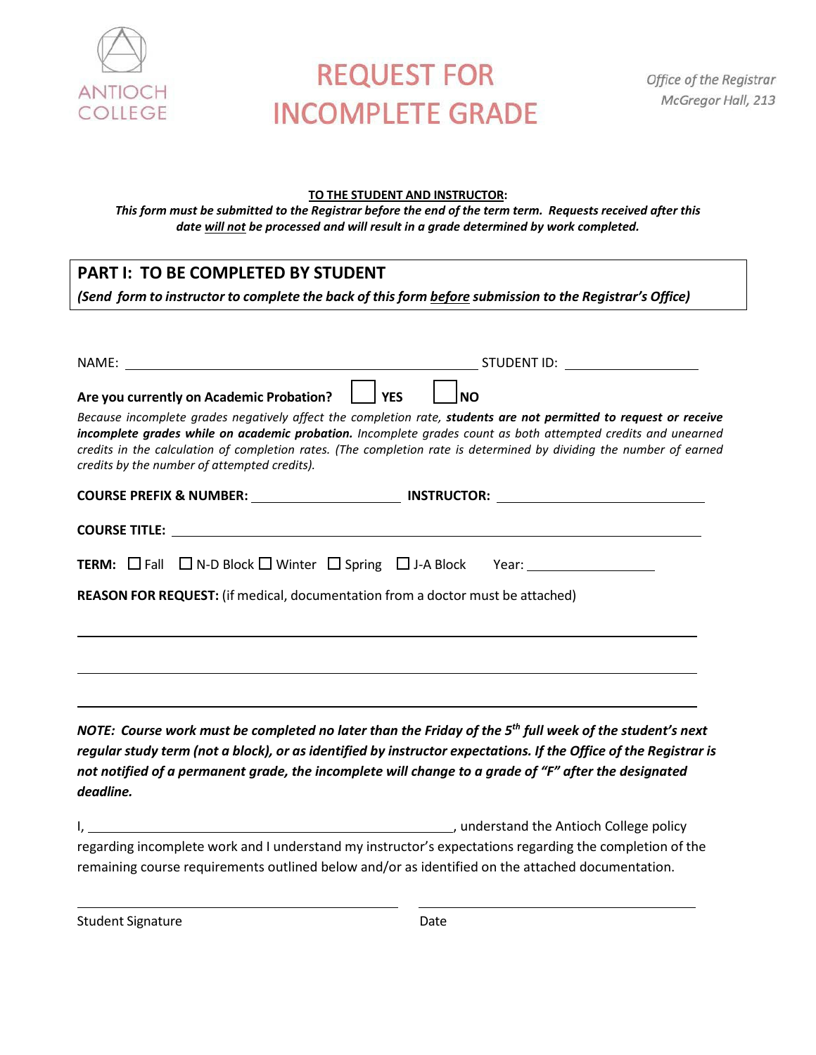ANTIOCH COLLEGE

# REQUEST FOR INCOMPLETE GRADE

*Office of the Registrar*
*McGregor Hall, 213*

**TO THE STUDENT AND INSTRUCTOR:**

***This form must be submitted to the Registrar before the end of the term term. Requests received after this date will not be processed and will result in a grade determined by work completed.***

## PART I: TO BE COMPLETED BY STUDENT

***(Send form to instructor to complete the back of this form before submission to the Registrar's Office)***

NAME: ______________________________ STUDENT ID: ____________________

**Are you currently on Academic Probation?** ☐ **YES** ☐ **NO**

*Because incomplete grades negatively affect the completion rate,* ***students are not permitted to request or receive incomplete grades while on academic probation.*** *Incomplete grades count as both attempted credits and unearned credits in the calculation of completion rates. (The completion rate is determined by dividing the number of earned credits by the number of attempted credits).*

**COURSE PREFIX & NUMBER:** ____________________ **INSTRUCTOR:** ____________________

**COURSE TITLE:** ________________________________________

**TERM:** ☐ Fall ☐ N-D Block ☐ Winter ☐ Spring ☐ J-A Block Year: ______________

**REASON FOR REQUEST:** (if medical, documentation from a doctor must be attached)

________________________________________

________________________________________

________________________________________

***NOTE: Course work must be completed no later than the Friday of the 5th full week of the student's next regular study term (not a block), or as identified by instructor expectations. If the Office of the Registrar is not notified of a permanent grade, the incomplete will change to a grade of "F" after the designated deadline.***

I, ________________________________________, understand the Antioch College policy regarding incomplete work and I understand my instructor's expectations regarding the completion of the remaining course requirements outlined below and/or as identified on the attached documentation.

______________________________ ______________________________

Student Signature Date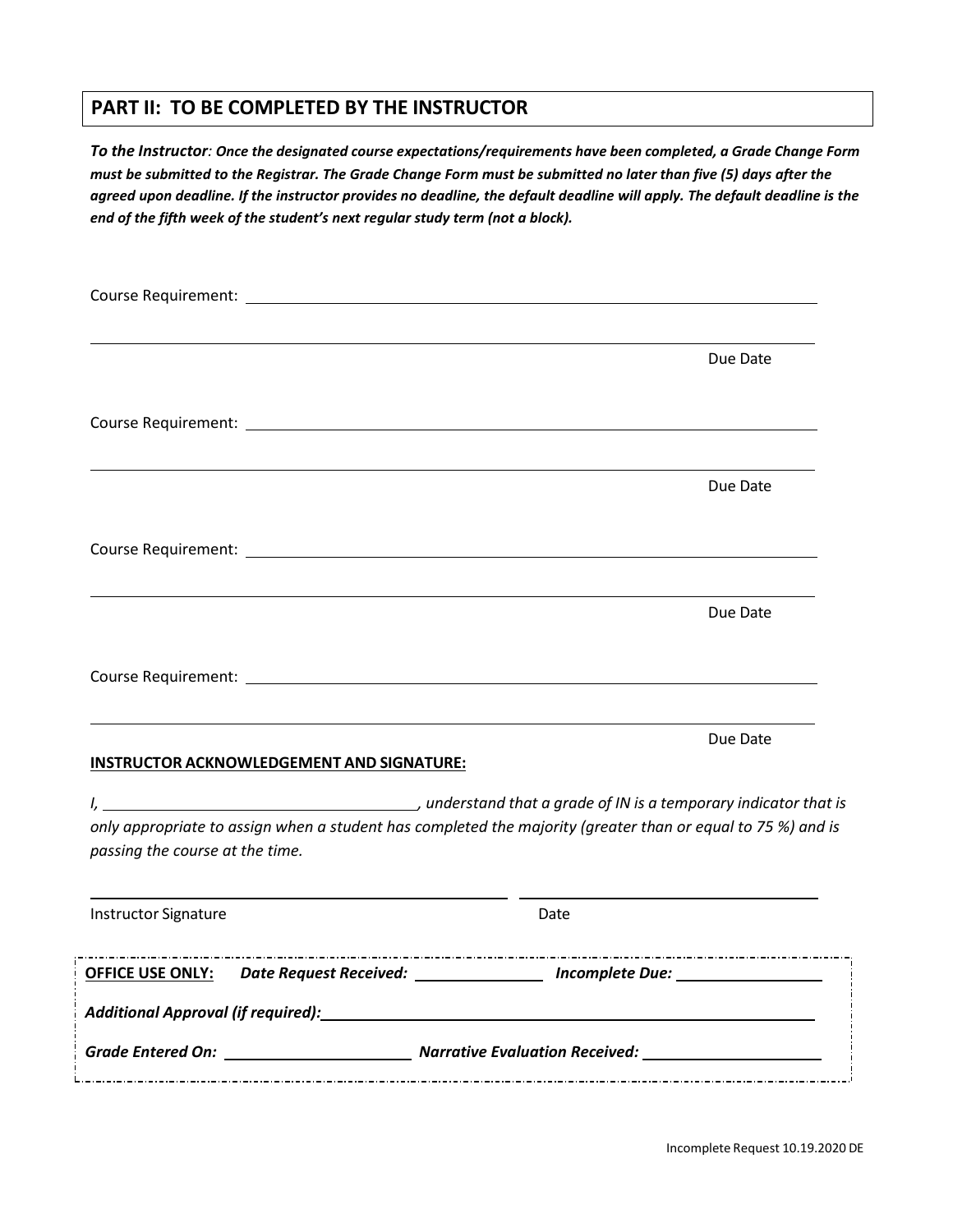## PART II: TO BE COMPLETED BY THE INSTRUCTOR

***To the Instructor**: Once the designated course expectations/requirements have been completed, a Grade Change Form must be submitted to the Registrar. The Grade Change Form must be submitted no later than five (5) days after the agreed upon deadline. If the instructor provides no deadline, the default deadline will apply. The default deadline is the end of the fifth week of the student's next regular study term (not a block).*

Course Requirement: ______________________________________________________________

______________________________________________________________

Due Date

Course Requirement: ______________________________________________________________

______________________________________________________________

Due Date

Course Requirement: ______________________________________________________________

______________________________________________________________

Due Date

Course Requirement: ______________________________________________________________

______________________________________________________________

Due Date

**INSTRUCTOR ACKNOWLEDGEMENT AND SIGNATURE:**

*I, ______________________________, understand that a grade of IN is a temporary indicator that is only appropriate to assign when a student has completed the majority (greater than or equal to 75 %) and is passing the course at the time.*

______________________________ ______________________________

Instructor Signature Date

**OFFICE USE ONLY:** ***Date Request Received:*** ______________ ***Incomplete Due:*** ______________

***Additional Approval (if required):*** ______________________________________________

***Grade Entered On:*** ______________________ ***Narrative Evaluation Received:*** ______________________

Incomplete Request 10.19.2020 DE